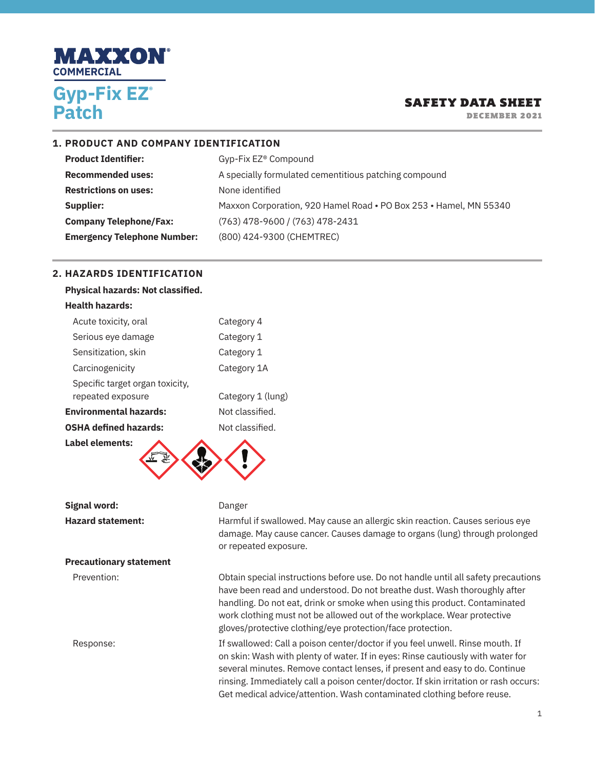# MAXXON® COMMERCIAL

# Gyp-Fix EZ® Patch

**SAFETY DATA SHEET**
DECEMBER 2021

## 1. PRODUCT AND COMPANY IDENTIFICATION

| | |
|---|---|
| **Product Identifier:** | Gyp-Fix EZ® Compound |
| **Recommended uses:** | A specially formulated cementitious patching compound |
| **Restrictions on uses:** | None identified |
| **Supplier:** | Maxxon Corporation, 920 Hamel Road • PO Box 253 • Hamel, MN 55340 |
| **Company Telephone/Fax:** | (763) 478-9600 / (763) 478-2431 |
| **Emergency Telephone Number:** | (800) 424-9300 (CHEMTREC) |

## 2. HAZARDS IDENTIFICATION

**Physical hazards: Not classified.**

**Health hazards:**

| | |
|---|---|
| Acute toxicity, oral | Category 4 |
| Serious eye damage | Category 1 |
| Sensitization, skin | Category 1 |
| Carcinogenicity | Category 1A |
| Specific target organ toxicity, repeated exposure | Category 1 (lung) |
| **Environmental hazards:** | Not classified. |
| **OSHA defined hazards:** | Not classified. |

**Label elements:**

**Signal word:** Danger

**Hazard statement:** Harmful if swallowed. May cause an allergic skin reaction. Causes serious eye damage. May cause cancer. Causes damage to organs (lung) through prolonged or repeated exposure.

**Precautionary statement**

Prevention: Obtain special instructions before use. Do not handle until all safety precautions have been read and understood. Do not breathe dust. Wash thoroughly after handling. Do not eat, drink or smoke when using this product. Contaminated work clothing must not be allowed out of the workplace. Wear protective gloves/protective clothing/eye protection/face protection.

Response: If swallowed: Call a poison center/doctor if you feel unwell. Rinse mouth. If on skin: Wash with plenty of water. If in eyes: Rinse cautiously with water for several minutes. Remove contact lenses, if present and easy to do. Continue rinsing. Immediately call a poison center/doctor. If skin irritation or rash occurs: Get medical advice/attention. Wash contaminated clothing before reuse.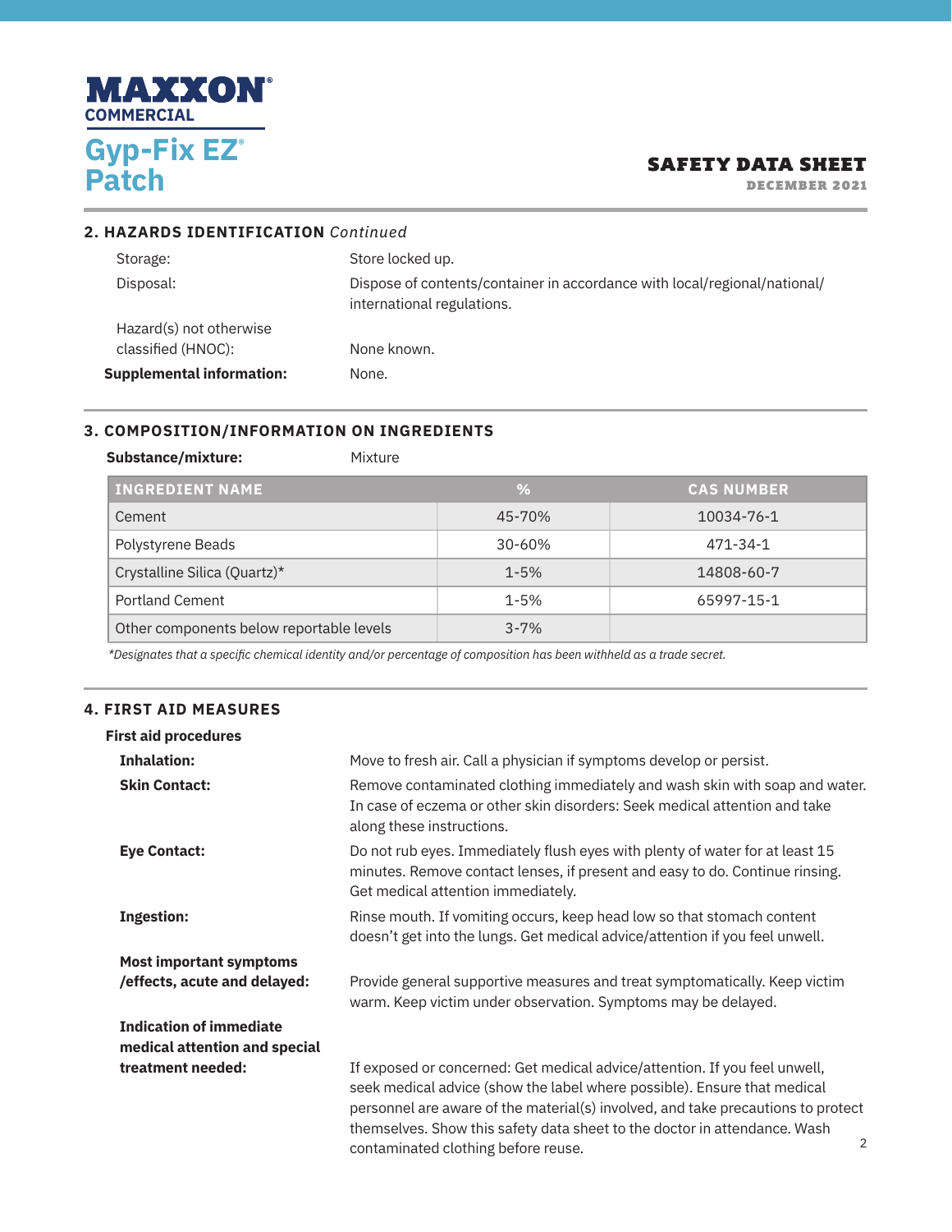## 2. HAZARDS IDENTIFICATION *Continued*

Storage: Store locked up.

Disposal: Dispose of contents/container in accordance with local/regional/national/international regulations.

Hazard(s) not otherwise classified (HNOC): None known.

**Supplemental information:** None.

## 3. COMPOSITION/INFORMATION ON INGREDIENTS

**Substance/mixture:** Mixture

| INGREDIENT NAME | % | CAS NUMBER |
|---|---|---|
| Cement | 45-70% | 10034-76-1 |
| Polystyrene Beads | 30-60% | 471-34-1 |
| Crystalline Silica (Quartz)* | 1-5% | 14808-60-7 |
| Portland Cement | 1-5% | 65997-15-1 |
| Other components below reportable levels | 3-7% | |

*\*Designates that a specific chemical identity and/or percentage of composition has been withheld as a trade secret.*

## 4. FIRST AID MEASURES

**First aid procedures**

**Inhalation:** Move to fresh air. Call a physician if symptoms develop or persist.

**Skin Contact:** Remove contaminated clothing immediately and wash skin with soap and water. In case of eczema or other skin disorders: Seek medical attention and take along these instructions.

**Eye Contact:** Do not rub eyes. Immediately flush eyes with plenty of water for at least 15 minutes. Remove contact lenses, if present and easy to do. Continue rinsing. Get medical attention immediately.

**Ingestion:** Rinse mouth. If vomiting occurs, keep head low so that stomach content doesn't get into the lungs. Get medical advice/attention if you feel unwell.

**Most important symptoms /effects, acute and delayed:** Provide general supportive measures and treat symptomatically. Keep victim warm. Keep victim under observation. Symptoms may be delayed.

**Indication of immediate medical attention and special treatment needed:** If exposed or concerned: Get medical advice/attention. If you feel unwell, seek medical advice (show the label where possible). Ensure that medical personnel are aware of the material(s) involved, and take precautions to protect themselves. Show this safety data sheet to the doctor in attendance. Wash contaminated clothing before reuse.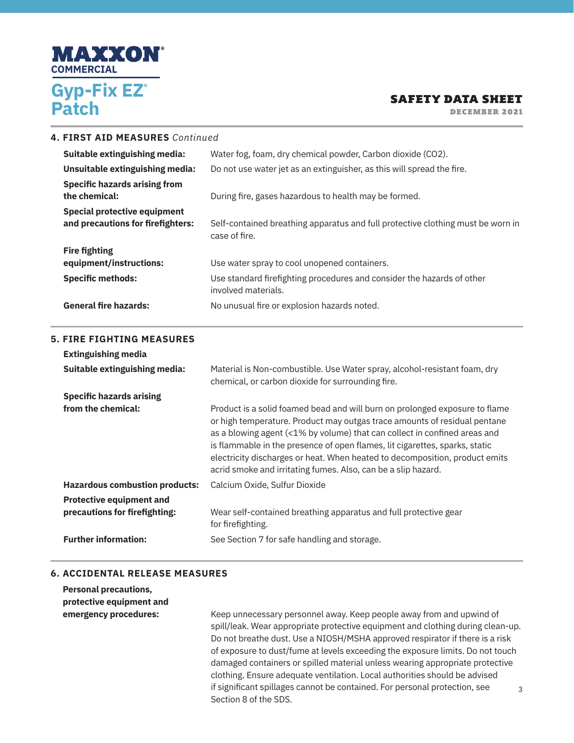## 4. FIRST AID MEASURES *Continued*

| | |
|---|---|
| **Suitable extinguishing media:** | Water fog, foam, dry chemical powder, Carbon dioxide ($CO_2$). |
| **Unsuitable extinguishing media:** | Do not use water jet as an extinguisher, as this will spread the fire. |
| **Specific hazards arising from the chemical:** | During fire, gases hazardous to health may be formed. |
| **Special protective equipment and precautions for firefighters:** | Self-contained breathing apparatus and full protective clothing must be worn in case of fire. |
| **Fire fighting equipment/instructions:** | Use water spray to cool unopened containers. |
| **Specific methods:** | Use standard firefighting procedures and consider the hazards of other involved materials. |
| **General fire hazards:** | No unusual fire or explosion hazards noted. |

## 5. FIRE FIGHTING MEASURES

**Extinguishing media**

| | |
|---|---|
| **Suitable extinguishing media:** | Material is Non-combustible. Use Water spray, alcohol-resistant foam, dry chemical, or carbon dioxide for surrounding fire. |
| **Specific hazards arising from the chemical:** | Product is a solid foamed bead and will burn on prolonged exposure to flame or high temperature. Product may outgas trace amounts of residual pentane as a blowing agent (<1% by volume) that can collect in confined areas and is flammable in the presence of open flames, lit cigarettes, sparks, static electricity discharges or heat. When heated to decomposition, product emits acrid smoke and irritating fumes. Also, can be a slip hazard. |
| **Hazardous combustion products:** | Calcium Oxide, Sulfur Dioxide |
| **Protective equipment and precautions for firefighting:** | Wear self-contained breathing apparatus and full protective gear for firefighting. |
| **Further information:** | See Section 7 for safe handling and storage. |

## 6. ACCIDENTAL RELEASE MEASURES

| | |
|---|---|
| **Personal precautions, protective equipment and emergency procedures:** | Keep unnecessary personnel away. Keep people away from and upwind of spill/leak. Wear appropriate protective equipment and clothing during clean-up. Do not breathe dust. Use a NIOSH/MSHA approved respirator if there is a risk of exposure to dust/fume at levels exceeding the exposure limits. Do not touch damaged containers or spilled material unless wearing appropriate protective clothing. Ensure adequate ventilation. Local authorities should be advised if significant spillages cannot be contained. For personal protection, see Section 8 of the SDS. |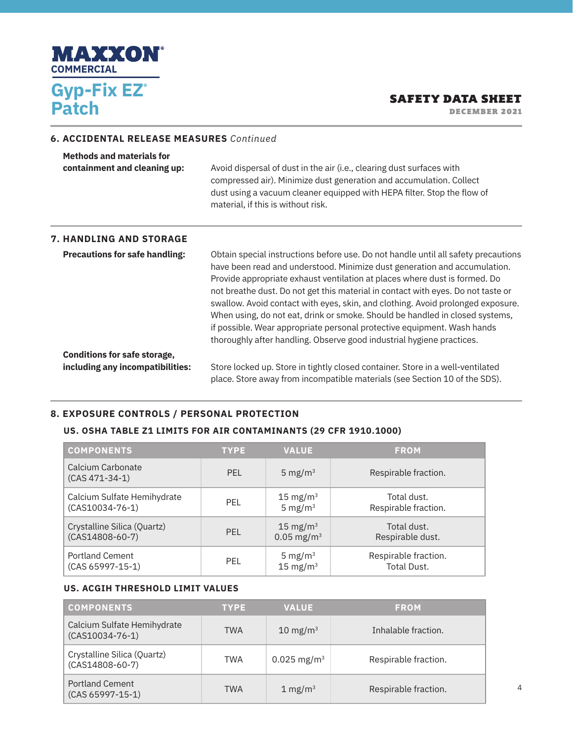## 6. ACCIDENTAL RELEASE MEASURES *Continued*

**Methods and materials for containment and cleaning up:** Avoid dispersal of dust in the air (i.e., clearing dust surfaces with compressed air). Minimize dust generation and accumulation. Collect dust using a vacuum cleaner equipped with HEPA filter. Stop the flow of material, if this is without risk.

## 7. HANDLING AND STORAGE

**Precautions for safe handling:** Obtain special instructions before use. Do not handle until all safety precautions have been read and understood. Minimize dust generation and accumulation. Provide appropriate exhaust ventilation at places where dust is formed. Do not breathe dust. Do not get this material in contact with eyes. Do not taste or swallow. Avoid contact with eyes, skin, and clothing. Avoid prolonged exposure. When using, do not eat, drink or smoke. Should be handled in closed systems, if possible. Wear appropriate personal protective equipment. Wash hands thoroughly after handling. Observe good industrial hygiene practices.

**Conditions for safe storage, including any incompatibilities:** Store locked up. Store in tightly closed container. Store in a well-ventilated place. Store away from incompatible materials (see Section 10 of the SDS).

## 8. EXPOSURE CONTROLS / PERSONAL PROTECTION

### US. OSHA TABLE Z1 LIMITS FOR AIR CONTAMINANTS (29 CFR 1910.1000)

| COMPONENTS | TYPE | VALUE | FROM |
|---|---|---|---|
| Calcium Carbonate (CAS 471-34-1) | PEL | 5 mg/m³ | Respirable fraction. |
| Calcium Sulfate Hemihydrate (CAS10034-76-1) | PEL | 15 mg/m³<br>5 mg/m³ | Total dust.<br>Respirable fraction. |
| Crystalline Silica (Quartz) (CAS14808-60-7) | PEL | 15 mg/m³<br>0.05 mg/m³ | Total dust.<br>Respirable dust. |
| Portland Cement (CAS 65997-15-1) | PEL | 5 mg/m³<br>15 mg/m³ | Respirable fraction.<br>Total Dust. |

### US. ACGIH THRESHOLD LIMIT VALUES

| COMPONENTS | TYPE | VALUE | FROM |
|---|---|---|---|
| Calcium Sulfate Hemihydrate (CAS10034-76-1) | TWA | 10 mg/m³ | Inhalable fraction. |
| Crystalline Silica (Quartz) (CAS14808-60-7) | TWA | 0.025 mg/m³ | Respirable fraction. |
| Portland Cement (CAS 65997-15-1) | TWA | 1 mg/m³ | Respirable fraction. |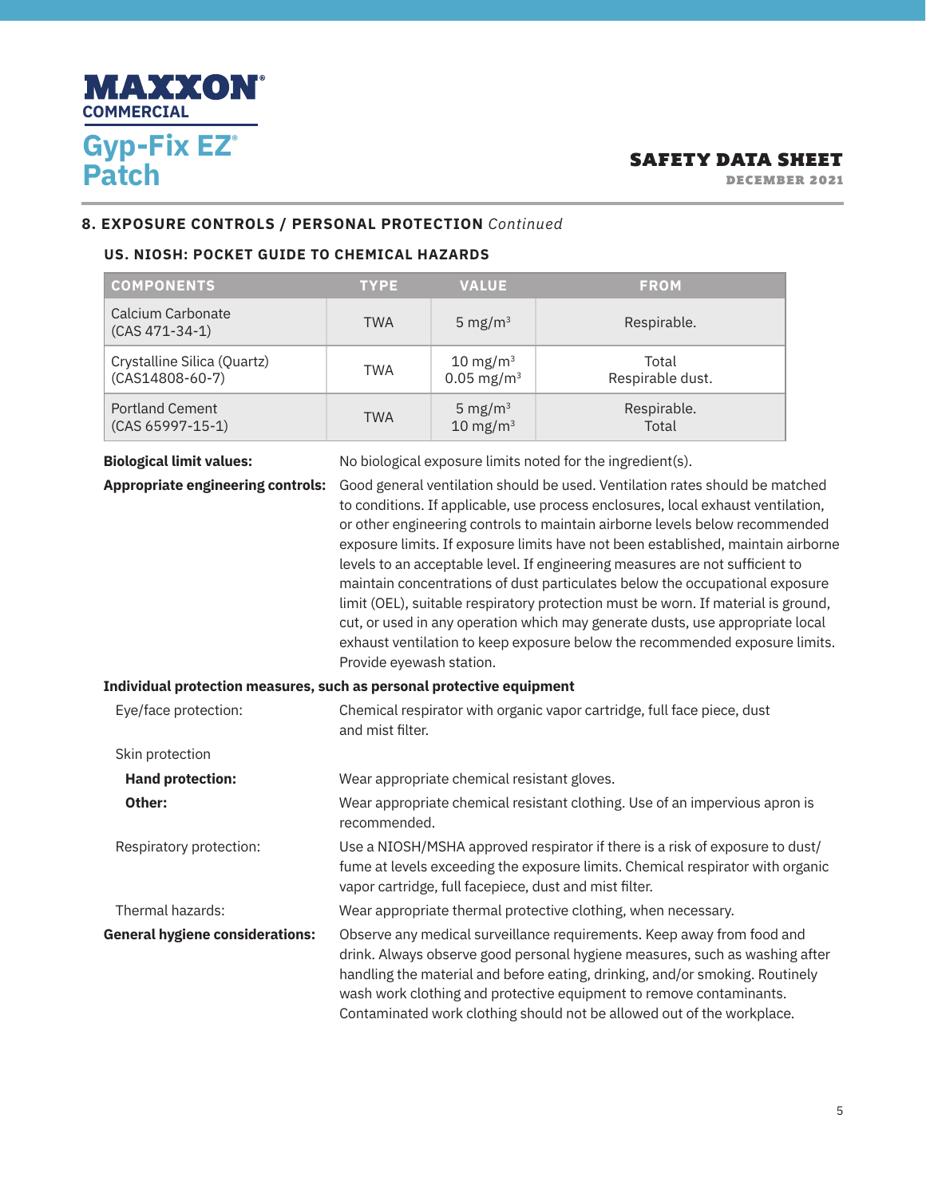## 8. EXPOSURE CONTROLS / PERSONAL PROTECTION *Continued*

### US. NIOSH: POCKET GUIDE TO CHEMICAL HAZARDS

| COMPONENTS | TYPE | VALUE | FROM |
|---|---|---|---|
| Calcium Carbonate (CAS 471-34-1) | TWA | 5 mg/m³ | Respirable. |
| Crystalline Silica (Quartz) (CAS14808-60-7) | TWA | 10 mg/m³<br>0.05 mg/m³ | Total<br>Respirable dust. |
| Portland Cement (CAS 65997-15-1) | TWA | 5 mg/m³<br>10 mg/m³ | Respirable.<br>Total |

**Biological limit values:** No biological exposure limits noted for the ingredient(s).

**Appropriate engineering controls:** Good general ventilation should be used. Ventilation rates should be matched to conditions. If applicable, use process enclosures, local exhaust ventilation, or other engineering controls to maintain airborne levels below recommended exposure limits. If exposure limits have not been established, maintain airborne levels to an acceptable level. If engineering measures are not sufficient to maintain concentrations of dust particulates below the occupational exposure limit (OEL), suitable respiratory protection must be worn. If material is ground, cut, or used in any operation which may generate dusts, use appropriate local exhaust ventilation to keep exposure below the recommended exposure limits. Provide eyewash station.

**Individual protection measures, such as personal protective equipment**

Eye/face protection: Chemical respirator with organic vapor cartridge, full face piece, dust and mist filter.

Skin protection

**Hand protection:** Wear appropriate chemical resistant gloves.

**Other:** Wear appropriate chemical resistant clothing. Use of an impervious apron is recommended.

Respiratory protection: Use a NIOSH/MSHA approved respirator if there is a risk of exposure to dust/fume at levels exceeding the exposure limits. Chemical respirator with organic vapor cartridge, full facepiece, dust and mist filter.

Thermal hazards: Wear appropriate thermal protective clothing, when necessary.

**General hygiene considerations:** Observe any medical surveillance requirements. Keep away from food and drink. Always observe good personal hygiene measures, such as washing after handling the material and before eating, drinking, and/or smoking. Routinely wash work clothing and protective equipment to remove contaminants. Contaminated work clothing should not be allowed out of the workplace.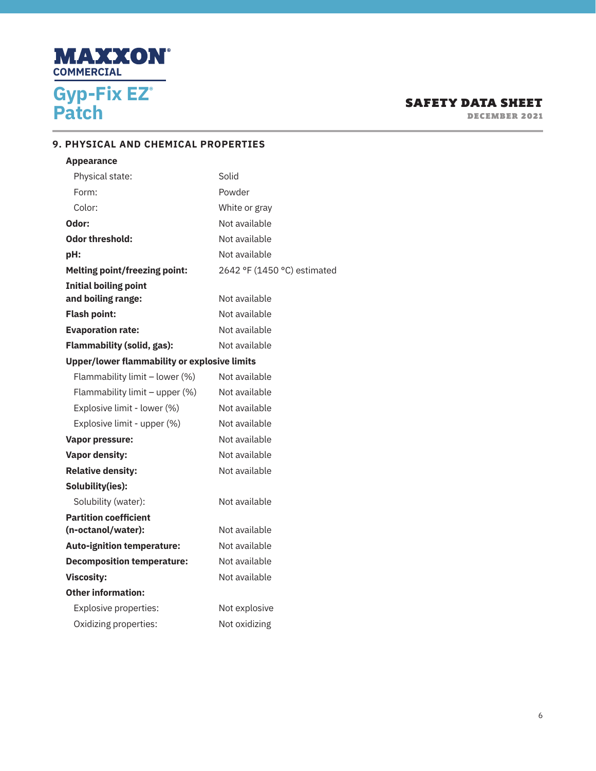## 9. PHYSICAL AND CHEMICAL PROPERTIES

| Property | Value |
|---|---|
| **Appearance** | |
| Physical state: | Solid |
| Form: | Powder |
| Color: | White or gray |
| **Odor:** | Not available |
| **Odor threshold:** | Not available |
| **pH:** | Not available |
| **Melting point/freezing point:** | 2642 °F (1450 °C) estimated |
| **Initial boiling point and boiling range:** | Not available |
| **Flash point:** | Not available |
| **Evaporation rate:** | Not available |
| **Flammability (solid, gas):** | Not available |
| **Upper/lower flammability or explosive limits** | |
| Flammability limit – lower (%) | Not available |
| Flammability limit – upper (%) | Not available |
| Explosive limit - lower (%) | Not available |
| Explosive limit - upper (%) | Not available |
| **Vapor pressure:** | Not available |
| **Vapor density:** | Not available |
| **Relative density:** | Not available |
| **Solubility(ies):** | |
| Solubility (water): | Not available |
| **Partition coefficient (n-octanol/water):** | Not available |
| **Auto-ignition temperature:** | Not available |
| **Decomposition temperature:** | Not available |
| **Viscosity:** | Not available |
| **Other information:** | |
| Explosive properties: | Not explosive |
| Oxidizing properties: | Not oxidizing |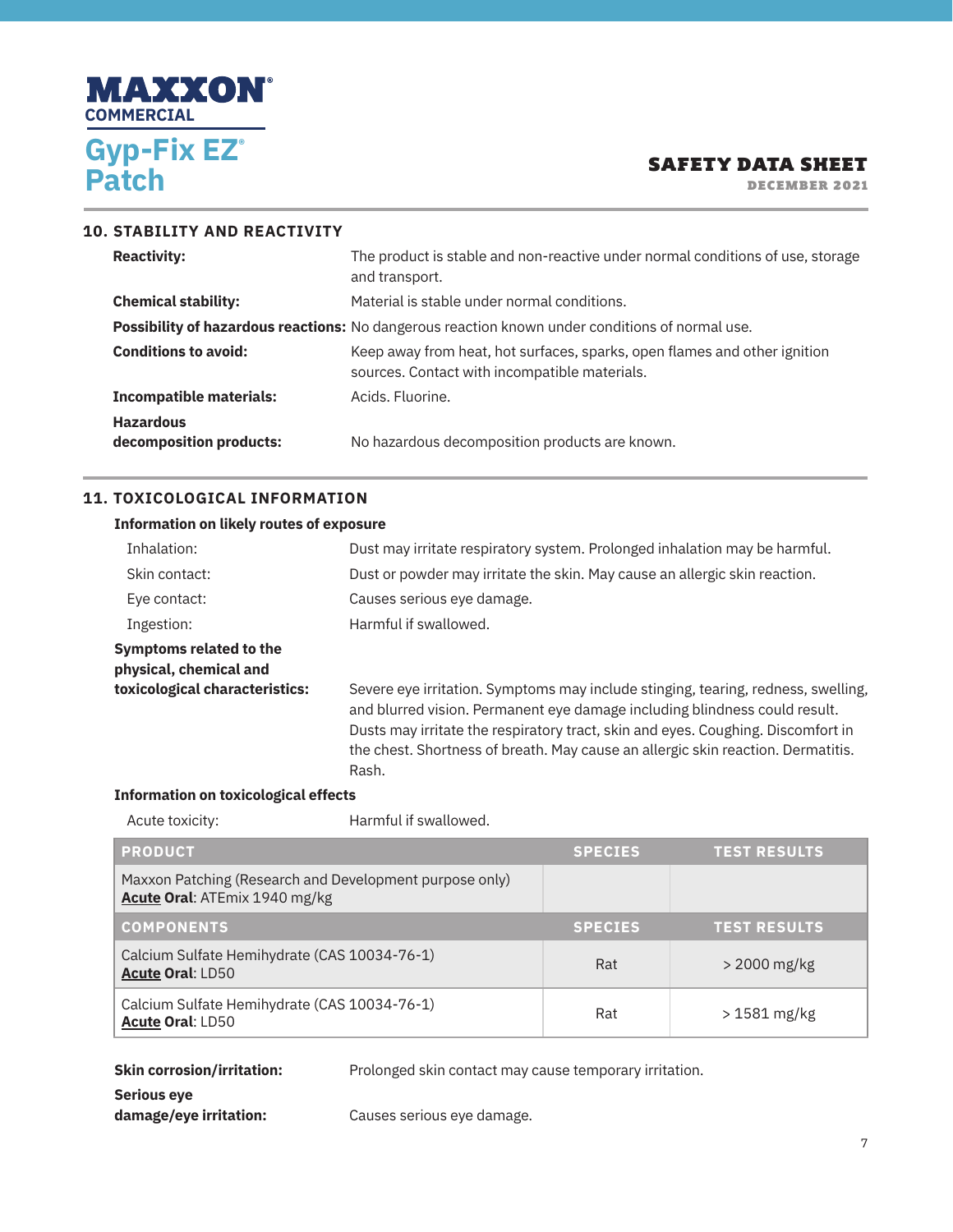## 10. STABILITY AND REACTIVITY

**Reactivity:** The product is stable and non-reactive under normal conditions of use, storage and transport.

**Chemical stability:** Material is stable under normal conditions.

**Possibility of hazardous reactions:** No dangerous reaction known under conditions of normal use.

**Conditions to avoid:** Keep away from heat, hot surfaces, sparks, open flames and other ignition sources. Contact with incompatible materials.

**Incompatible materials:** Acids. Fluorine.

**Hazardous decomposition products:** No hazardous decomposition products are known.

## 11. TOXICOLOGICAL INFORMATION

**Information on likely routes of exposure**

Inhalation: Dust may irritate respiratory system. Prolonged inhalation may be harmful.

Skin contact: Dust or powder may irritate the skin. May cause an allergic skin reaction.

Eye contact: Causes serious eye damage.

Ingestion: Harmful if swallowed.

**Symptoms related to the physical, chemical and toxicological characteristics:** Severe eye irritation. Symptoms may include stinging, tearing, redness, swelling, and blurred vision. Permanent eye damage including blindness could result. Dusts may irritate the respiratory tract, skin and eyes. Coughing. Discomfort in the chest. Shortness of breath. May cause an allergic skin reaction. Dermatitis. Rash.

**Information on toxicological effects**

Acute toxicity: Harmful if swallowed.

| PRODUCT | SPECIES | TEST RESULTS |
|---|---|---|
| Maxxon Patching (Research and Development purpose only)<br>**Acute Oral**: ATEmix 1940 mg/kg | | |
| **COMPONENTS** | **SPECIES** | **TEST RESULTS** |
| Calcium Sulfate Hemihydrate (CAS 10034-76-1)<br>**Acute Oral**: LD50 | Rat | > 2000 mg/kg |
| Calcium Sulfate Hemihydrate (CAS 10034-76-1)<br>**Acute Oral**: LD50 | Rat | > 1581 mg/kg |

**Skin corrosion/irritation:** Prolonged skin contact may cause temporary irritation.

**Serious eye damage/eye irritation:** Causes serious eye damage.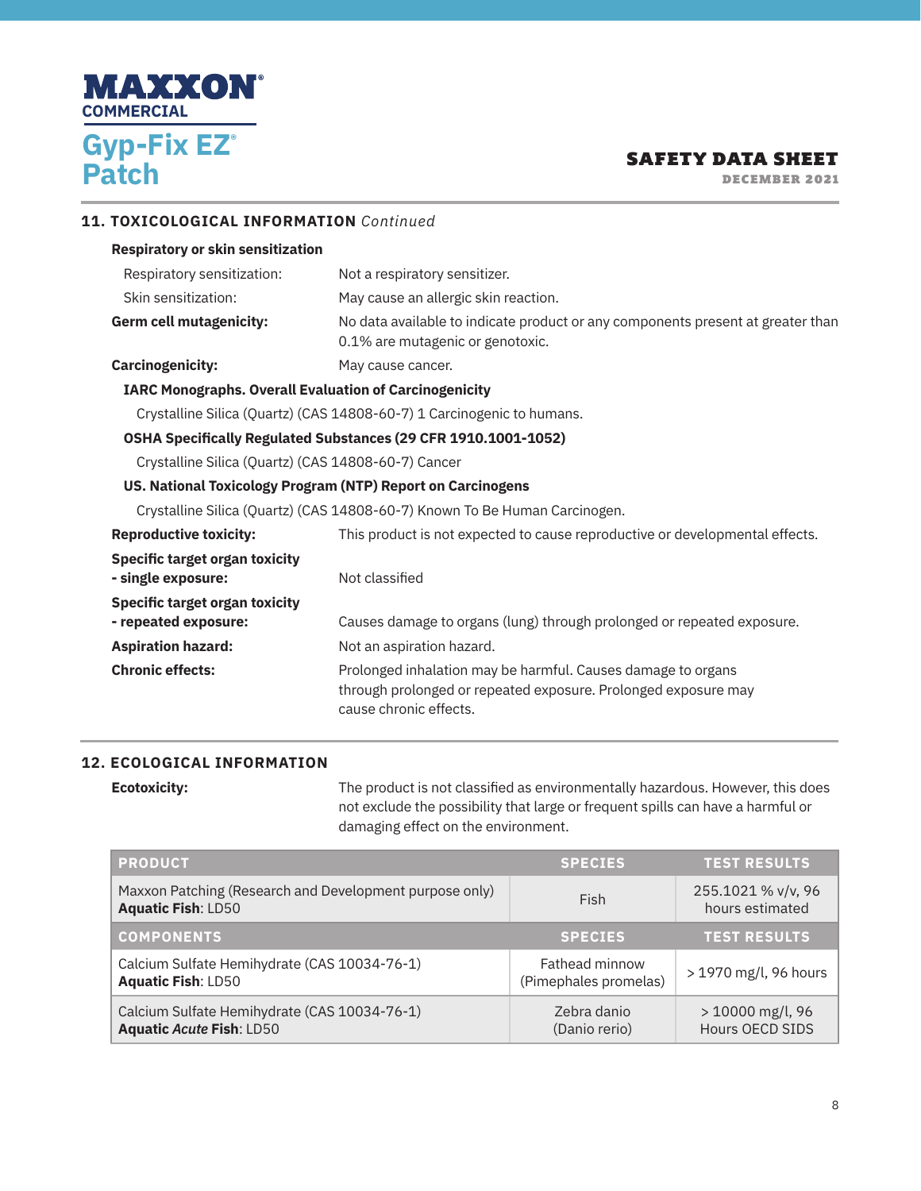## 11. TOXICOLOGICAL INFORMATION *Continued*

**Respiratory or skin sensitization**

Respiratory sensitization: Not a respiratory sensitizer.

Skin sensitization: May cause an allergic skin reaction.

**Germ cell mutagenicity:** No data available to indicate product or any components present at greater than 0.1% are mutagenic or genotoxic.

**Carcinogenicity:** May cause cancer.

**IARC Monographs. Overall Evaluation of Carcinogenicity**

Crystalline Silica (Quartz) (CAS 14808-60-7) 1 Carcinogenic to humans.

**OSHA Specifically Regulated Substances (29 CFR 1910.1001-1052)**

Crystalline Silica (Quartz) (CAS 14808-60-7) Cancer

**US. National Toxicology Program (NTP) Report on Carcinogens**

Crystalline Silica (Quartz) (CAS 14808-60-7) Known To Be Human Carcinogen.

**Reproductive toxicity:** This product is not expected to cause reproductive or developmental effects.

**Specific target organ toxicity - single exposure:** Not classified

**Specific target organ toxicity - repeated exposure:** Causes damage to organs (lung) through prolonged or repeated exposure.

**Aspiration hazard:** Not an aspiration hazard.

**Chronic effects:** Prolonged inhalation may be harmful. Causes damage to organs through prolonged or repeated exposure. Prolonged exposure may cause chronic effects.

## 12. ECOLOGICAL INFORMATION

**Ecotoxicity:** The product is not classified as environmentally hazardous. However, this does not exclude the possibility that large or frequent spills can have a harmful or damaging effect on the environment.

| PRODUCT | SPECIES | TEST RESULTS |
|---|---|---|
| Maxxon Patching (Research and Development purpose only)<br>**Aquatic Fish**: LD50 | Fish | 255.1021 % v/v, 96 hours estimated |
| **COMPONENTS** | **SPECIES** | **TEST RESULTS** |
| Calcium Sulfate Hemihydrate (CAS 10034-76-1)<br>**Aquatic Fish**: LD50 | Fathead minnow (Pimephales promelas) | > 1970 mg/l, 96 hours |
| Calcium Sulfate Hemihydrate (CAS 10034-76-1)<br>**Aquatic *Acute* Fish**: LD50 | Zebra danio (Danio rerio) | > 10000 mg/l, 96 Hours OECD SIDS |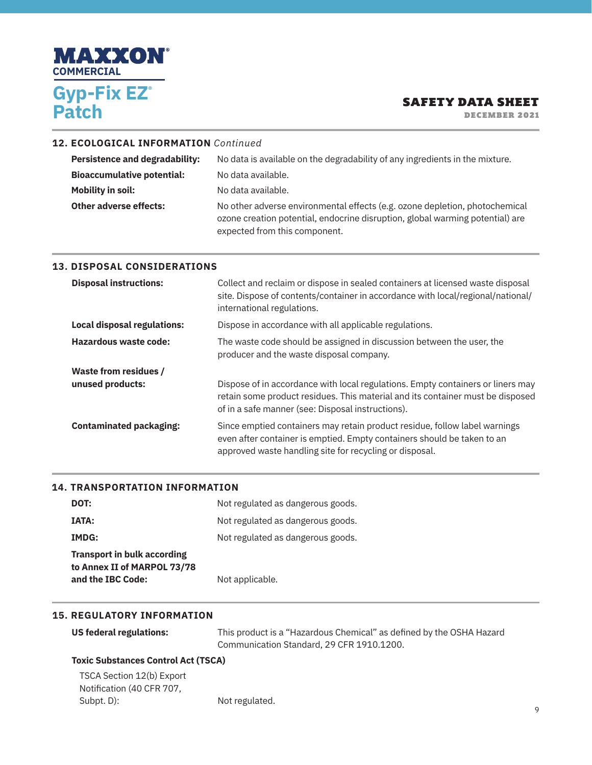## 12. ECOLOGICAL INFORMATION *Continued*

| | |
|---|---|
| **Persistence and degradability:** | No data is available on the degradability of any ingredients in the mixture. |
| **Bioaccumulative potential:** | No data available. |
| **Mobility in soil:** | No data available. |
| **Other adverse effects:** | No other adverse environmental effects (e.g. ozone depletion, photochemical ozone creation potential, endocrine disruption, global warming potential) are expected from this component. |

## 13. DISPOSAL CONSIDERATIONS

| | |
|---|---|
| **Disposal instructions:** | Collect and reclaim or dispose in sealed containers at licensed waste disposal site. Dispose of contents/container in accordance with local/regional/national/international regulations. |
| **Local disposal regulations:** | Dispose in accordance with all applicable regulations. |
| **Hazardous waste code:** | The waste code should be assigned in discussion between the user, the producer and the waste disposal company. |
| **Waste from residues / unused products:** | Dispose of in accordance with local regulations. Empty containers or liners may retain some product residues. This material and its container must be disposed of in a safe manner (see: Disposal instructions). |
| **Contaminated packaging:** | Since emptied containers may retain product residue, follow label warnings even after container is emptied. Empty containers should be taken to an approved waste handling site for recycling or disposal. |

## 14. TRANSPORTATION INFORMATION

| | |
|---|---|
| **DOT:** | Not regulated as dangerous goods. |
| **IATA:** | Not regulated as dangerous goods. |
| **IMDG:** | Not regulated as dangerous goods. |
| **Transport in bulk according to Annex II of MARPOL 73/78 and the IBC Code:** | Not applicable. |

## 15. REGULATORY INFORMATION

| | |
|---|---|
| **US federal regulations:** | This product is a "Hazardous Chemical" as defined by the OSHA Hazard Communication Standard, 29 CFR 1910.1200. |

**Toxic Substances Control Act (TSCA)**

| | |
|---|---|
| TSCA Section 12(b) Export Notification (40 CFR 707, Subpt. D): | Not regulated. |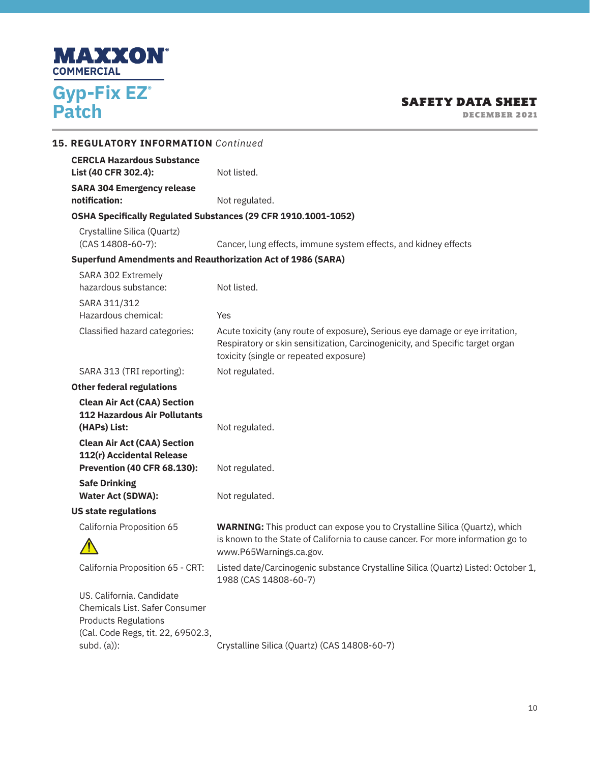## 15. REGULATORY INFORMATION *Continued*

**CERCLA Hazardous Substance List (40 CFR 302.4):** Not listed.

**SARA 304 Emergency release notification:** Not regulated.

**OSHA Specifically Regulated Substances (29 CFR 1910.1001-1052)**

| | |
|---|---|
| Crystalline Silica (Quartz) (CAS 14808-60-7): | Cancer, lung effects, immune system effects, and kidney effects |

**Superfund Amendments and Reauthorization Act of 1986 (SARA)**

| | |
|---|---|
| SARA 302 Extremely hazardous substance: | Not listed. |
| SARA 311/312 Hazardous chemical: | Yes |
| Classified hazard categories: | Acute toxicity (any route of exposure), Serious eye damage or eye irritation, Respiratory or skin sensitization, Carcinogenicity, and Specific target organ toxicity (single or repeated exposure) |
| SARA 313 (TRI reporting): | Not regulated. |

**Other federal regulations**

| | |
|---|---|
| **Clean Air Act (CAA) Section 112 Hazardous Air Pollutants (HAPs) List:** | Not regulated. |
| **Clean Air Act (CAA) Section 112(r) Accidental Release Prevention (40 CFR 68.130):** | Not regulated. |
| **Safe Drinking Water Act (SDWA):** | Not regulated. |

**US state regulations**

| | |
|---|---|
| California Proposition 65 ⚠ | **WARNING:** This product can expose you to Crystalline Silica (Quartz), which is known to the State of California to cause cancer. For more information go to www.P65Warnings.ca.gov. |
| California Proposition 65 - CRT: | Listed date/Carcinogenic substance Crystalline Silica (Quartz) Listed: October 1, 1988 (CAS 14808-60-7) |
| US. California. Candidate Chemicals List. Safer Consumer Products Regulations (Cal. Code Regs, tit. 22, 69502.3, subd. (a)): | Crystalline Silica (Quartz) (CAS 14808-60-7) |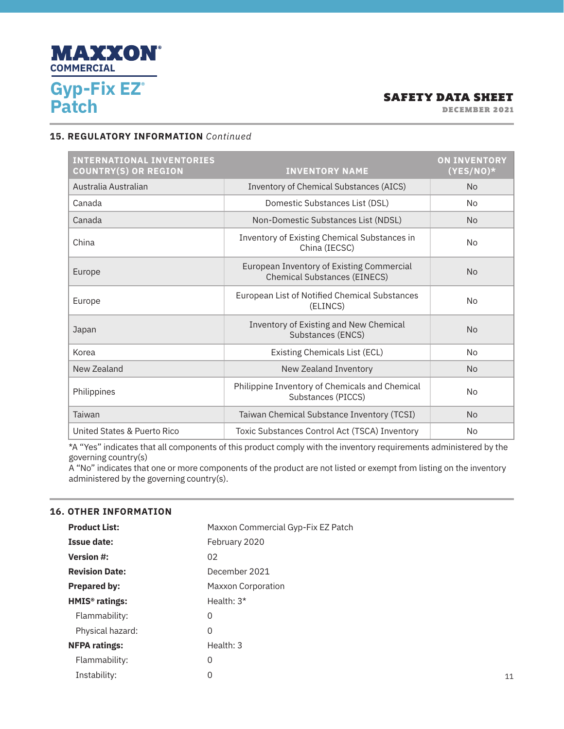## 15. REGULATORY INFORMATION *Continued*

| INTERNATIONAL INVENTORIES COUNTRY(S) OR REGION | INVENTORY NAME | ON INVENTORY (YES/NO)* |
|---|---|---|
| Australia Australian | Inventory of Chemical Substances (AICS) | No |
| Canada | Domestic Substances List (DSL) | No |
| Canada | Non-Domestic Substances List (NDSL) | No |
| China | Inventory of Existing Chemical Substances in China (IECSC) | No |
| Europe | European Inventory of Existing Commercial Chemical Substances (EINECS) | No |
| Europe | European List of Notified Chemical Substances (ELINCS) | No |
| Japan | Inventory of Existing and New Chemical Substances (ENCS) | No |
| Korea | Existing Chemicals List (ECL) | No |
| New Zealand | New Zealand Inventory | No |
| Philippines | Philippine Inventory of Chemicals and Chemical Substances (PICCS) | No |
| Taiwan | Taiwan Chemical Substance Inventory (TCSI) | No |
| United States & Puerto Rico | Toxic Substances Control Act (TSCA) Inventory | No |

*A "Yes" indicates that all components of this product comply with the inventory requirements administered by the governing country(s)
A "No" indicates that one or more components of the product are not listed or exempt from listing on the inventory administered by the governing country(s).

## 16. OTHER INFORMATION

**Product List:** Maxxon Commercial Gyp-Fix EZ Patch

**Issue date:** February 2020

**Version #:** 02

**Revision Date:** December 2021

**Prepared by:** Maxxon Corporation

**HMIS® ratings:** Health: 3*

- Flammability: 0
- Physical hazard: 0

**NFPA ratings:** Health: 3

- Flammability: 0
- Instability: 0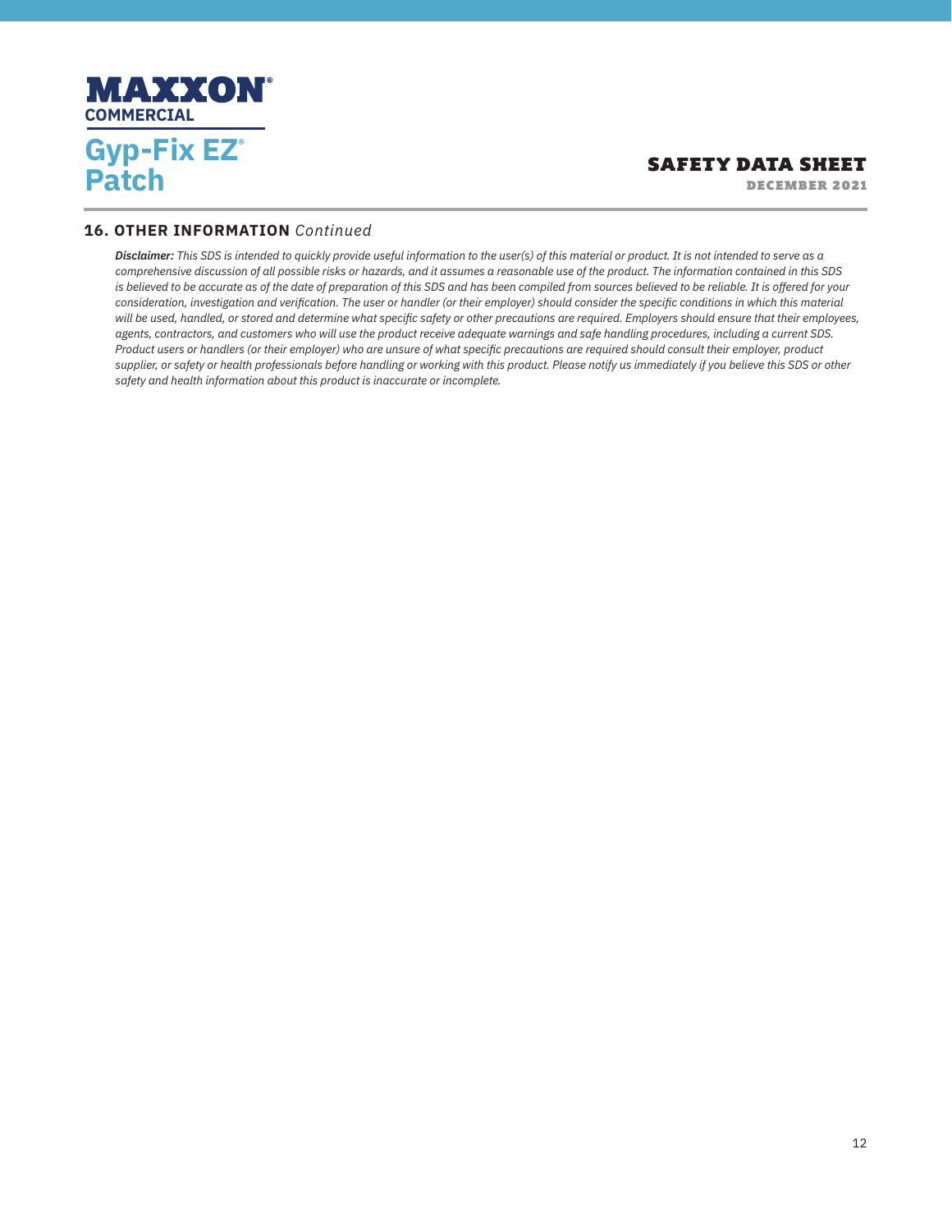## 16. OTHER INFORMATION *Continued*

***Disclaimer:*** *This SDS is intended to quickly provide useful information to the user(s) of this material or product. It is not intended to serve as a comprehensive discussion of all possible risks or hazards, and it assumes a reasonable use of the product. The information contained in this SDS is believed to be accurate as of the date of preparation of this SDS and has been compiled from sources believed to be reliable. It is offered for your consideration, investigation and verification. The user or handler (or their employer) should consider the specific conditions in which this material will be used, handled, or stored and determine what specific safety or other precautions are required. Employers should ensure that their employees, agents, contractors, and customers who will use the product receive adequate warnings and safe handling procedures, including a current SDS. Product users or handlers (or their employer) who are unsure of what specific precautions are required should consult their employer, product supplier, or safety or health professionals before handling or working with this product. Please notify us immediately if you believe this SDS or other safety and health information about this product is inaccurate or incomplete.*